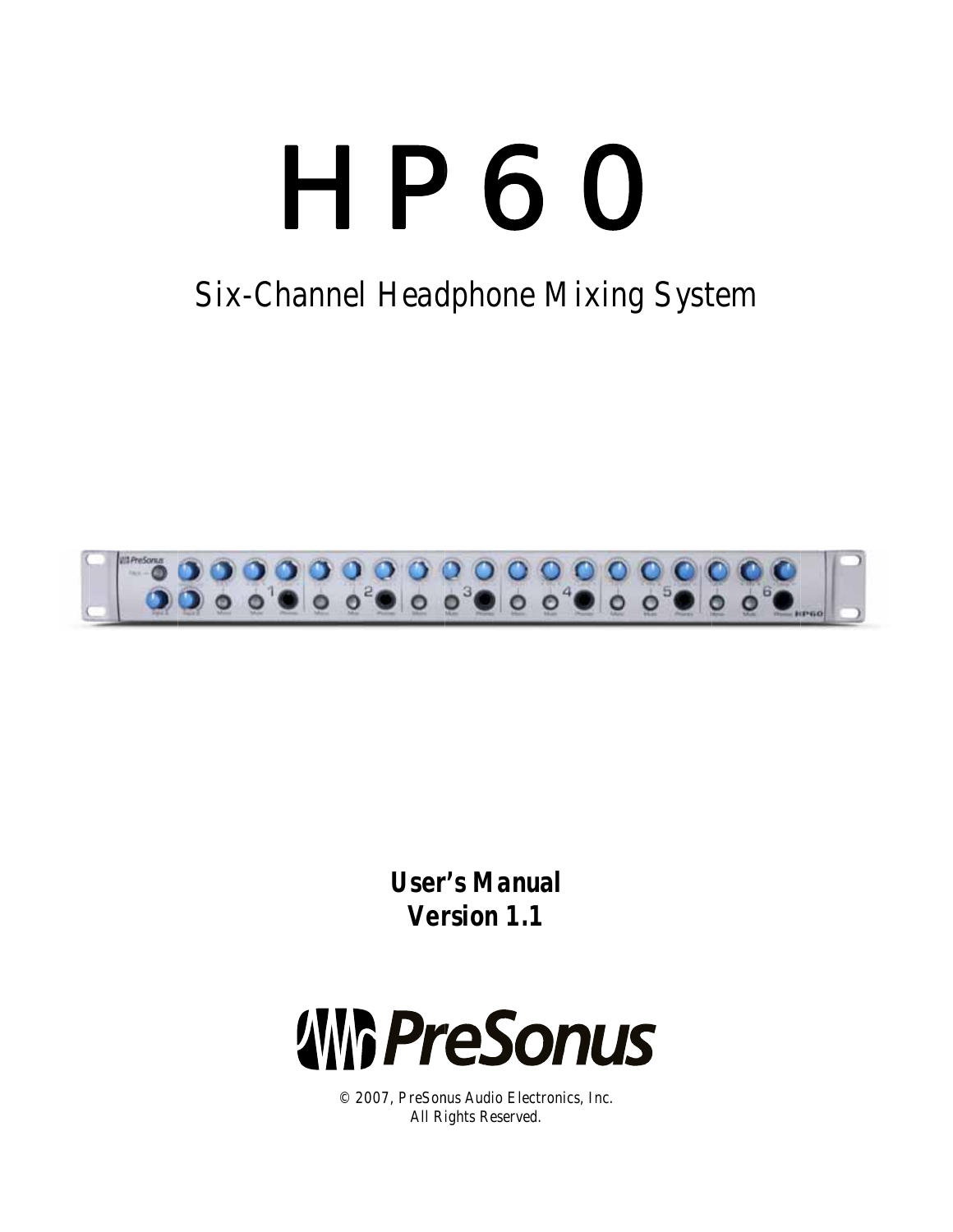# HP60

Six-Channel Headphone Mixing System

**User's Manual**
**Version 1.1**

PreSonus

© 2007, PreSonus Audio Electronics, Inc.
All Rights Reserved.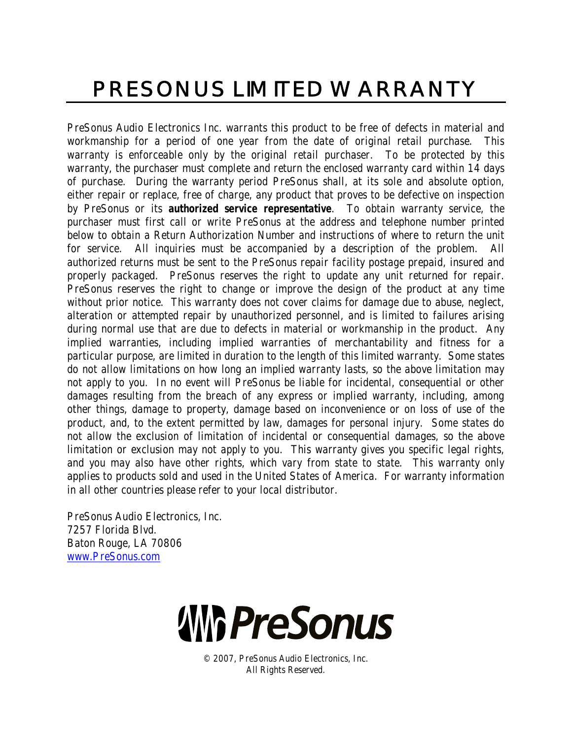# PRESONUS LIMITED WARRANTY

PreSonus Audio Electronics Inc. warrants this product to be free of defects in material and workmanship for a period of one year from the date of original retail purchase. This warranty is enforceable only by the original retail purchaser. To be protected by this warranty, the purchaser must complete and return the enclosed warranty card within 14 days of purchase. During the warranty period PreSonus shall, at its sole and absolute option, either repair or replace, free of charge, any product that proves to be defective on inspection by PreSonus or its **authorized service representative**. To obtain warranty service, the purchaser must first call or write PreSonus at the address and telephone number printed below to obtain a Return Authorization Number and instructions of where to return the unit for service. All inquiries must be accompanied by a description of the problem. All authorized returns must be sent to the PreSonus repair facility postage prepaid, insured and properly packaged. PreSonus reserves the right to update any unit returned for repair. PreSonus reserves the right to change or improve the design of the product at any time without prior notice. This warranty does not cover claims for damage due to abuse, neglect, alteration or attempted repair by unauthorized personnel, and is limited to failures arising during normal use that are due to defects in material or workmanship in the product. Any implied warranties, including implied warranties of merchantability and fitness for a particular purpose, are limited in duration to the length of this limited warranty. Some states do not allow limitations on how long an implied warranty lasts, so the above limitation may not apply to you. In no event will PreSonus be liable for incidental, consequential or other damages resulting from the breach of any express or implied warranty, including, among other things, damage to property, damage based on inconvenience or on loss of use of the product, and, to the extent permitted by law, damages for personal injury. Some states do not allow the exclusion of limitation of incidental or consequential damages, so the above limitation or exclusion may not apply to you. This warranty gives you specific legal rights, and you may also have other rights, which vary from state to state. This warranty only applies to products sold and used in the United States of America. For warranty information in all other countries please refer to your local distributor.

PreSonus Audio Electronics, Inc.
7257 Florida Blvd.
Baton Rouge, LA 70806
www.PreSonus.com

PreSonus

© 2007, PreSonus Audio Electronics, Inc.
All Rights Reserved.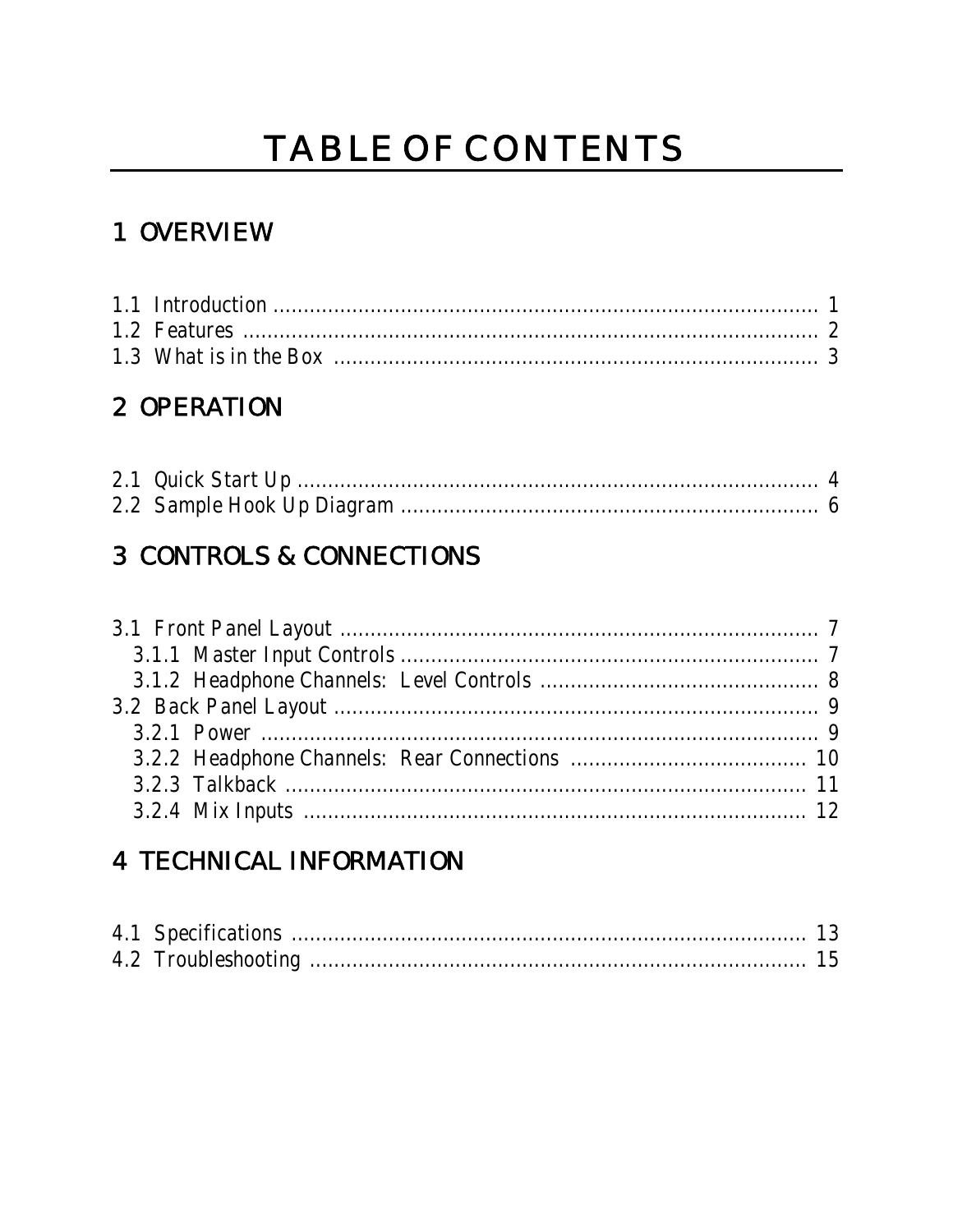# TABLE OF CONTENTS

## 1 OVERVIEW

1.1 Introduction ........................................................................................ 1
1.2 Features ............................................................................................. 2
1.3 What is in the Box .............................................................................. 3

## 2 OPERATION

2.1 Quick Start Up ..................................................................................... 4
2.2 Sample Hook Up Diagram .................................................................... 6

## 3 CONTROLS & CONNECTIONS

3.1 Front Panel Layout .............................................................................. 7
  3.1.1 Master Input Controls .................................................................... 7
  3.1.2 Headphone Channels: Level Controls ............................................. 8
3.2 Back Panel Layout ............................................................................... 9
  3.2.1 Power ........................................................................................... 9
  3.2.2 Headphone Channels: Rear Connections ...................................... 10
  3.2.3 Talkback ..................................................................................... 11
  3.2.4 Mix Inputs ................................................................................... 12

## 4 TECHNICAL INFORMATION

4.1 Specifications .................................................................................... 13
4.2 Troubleshooting ................................................................................. 15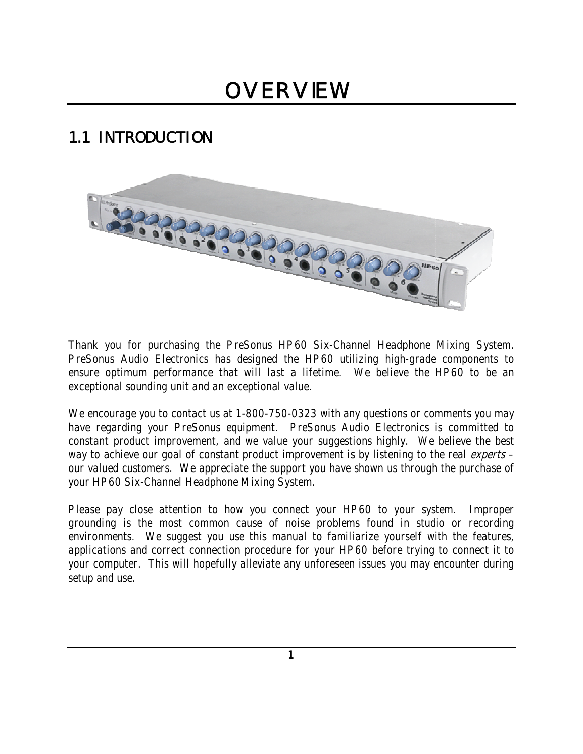# OVERVIEW

## 1.1 INTRODUCTION

Thank you for purchasing the PreSonus HP60 Six-Channel Headphone Mixing System. PreSonus Audio Electronics has designed the HP60 utilizing high-grade components to ensure optimum performance that will last a lifetime. We believe the HP60 to be an exceptional sounding unit and an exceptional value.

We encourage you to contact us at 1-800-750-0323 with any questions or comments you may have regarding your PreSonus equipment. PreSonus Audio Electronics is committed to constant product improvement, and we value your suggestions highly. We believe the best way to achieve our goal of constant product improvement is by listening to the real *experts* – our valued customers. We appreciate the support you have shown us through the purchase of your HP60 Six-Channel Headphone Mixing System.

Please pay close attention to how you connect your HP60 to your system. Improper grounding is the most common cause of noise problems found in studio or recording environments. We suggest you use this manual to familiarize yourself with the features, applications and correct connection procedure for your HP60 before trying to connect it to your computer. This will hopefully alleviate any unforeseen issues you may encounter during setup and use.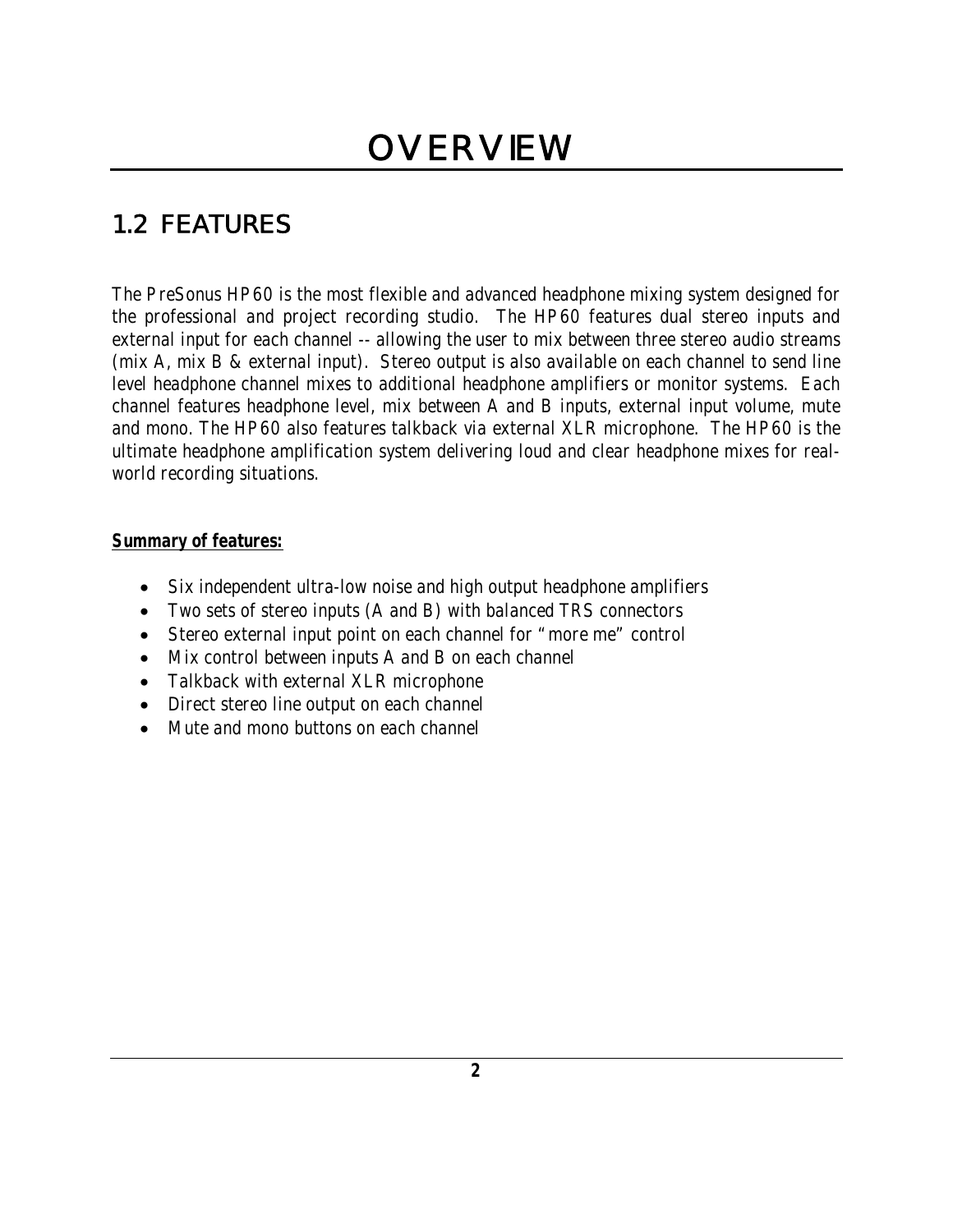# OVERVIEW

## 1.2 FEATURES

*The PreSonus HP60 is the most flexible and advanced headphone mixing system designed for the professional and project recording studio. The HP60 features dual stereo inputs and external input for each channel -- allowing the user to mix between three stereo audio streams (mix A, mix B & external input). Stereo output is also available on each channel to send line level headphone channel mixes to additional headphone amplifiers or monitor systems. Each channel features headphone level, mix between A and B inputs, external input volume, mute and mono. The HP60 also features talkback via external XLR microphone. The HP60 is the ultimate headphone amplification system delivering loud and clear headphone mixes for real-world recording situations.*

***Summary of features:***

- *Six independent ultra-low noise and high output headphone amplifiers*
- *Two sets of stereo inputs (A and B) with balanced TRS connectors*
- *Stereo external input point on each channel for "more me" control*
- *Mix control between inputs A and B on each channel*
- *Talkback with external XLR microphone*
- *Direct stereo line output on each channel*
- *Mute and mono buttons on each channel*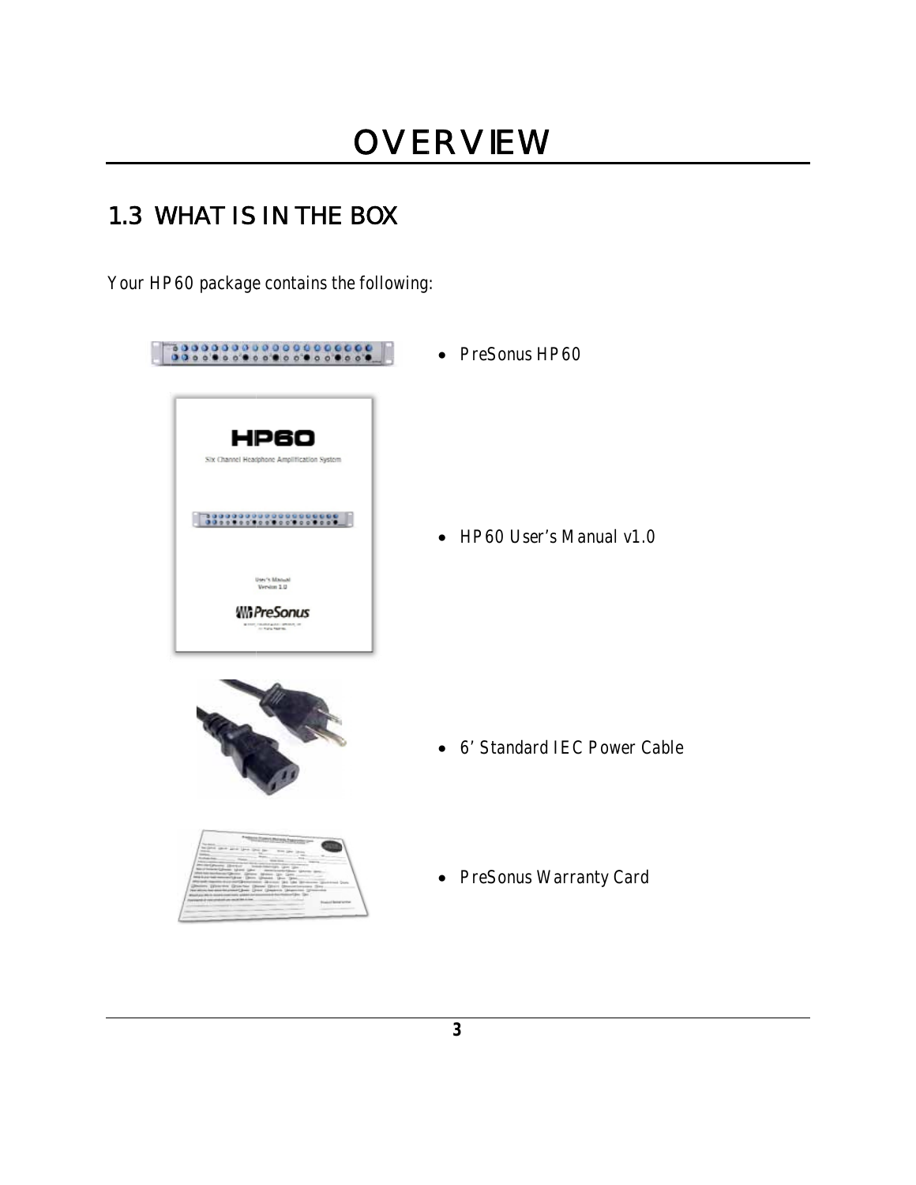# OVERVIEW

## 1.3 WHAT IS IN THE BOX

*Your HP60 package contains the following:*

- PreSonus HP60
- HP60 User's Manual v1.0
- 6' Standard IEC Power Cable
- PreSonus Warranty Card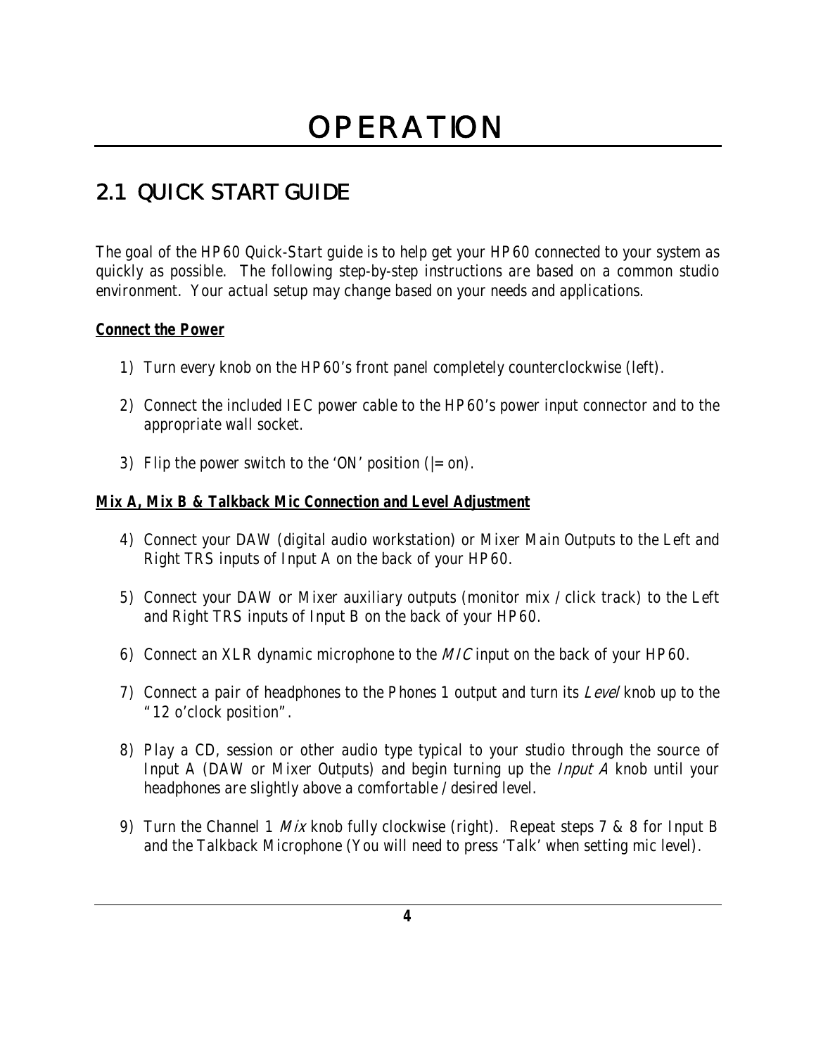# OPERATION

## 2.1 QUICK START GUIDE

The goal of the HP60 Quick-Start guide is to help get your HP60 connected to your system as quickly as possible. The following step-by-step instructions are based on a common studio environment. Your actual setup may change based on your needs and applications.

**Connect the Power**

1) Turn every knob on the HP60's front panel completely counterclockwise (left).

2) Connect the included IEC power cable to the HP60's power input connector and to the appropriate wall socket.

3) Flip the power switch to the 'ON' position (|= on).

**Mix A, Mix B & Talkback Mic Connection and Level Adjustment**

4) Connect your DAW (digital audio workstation) or Mixer Main Outputs to the Left and Right TRS inputs of Input A on the back of your HP60.

5) Connect your DAW or Mixer auxiliary outputs (monitor mix / click track) to the Left and Right TRS inputs of Input B on the back of your HP60.

6) Connect an XLR dynamic microphone to the *MIC* input on the back of your HP60.

7) Connect a pair of headphones to the Phones 1 output and turn its *Level* knob up to the "12 o'clock position".

8) Play a CD, session or other audio type typical to your studio through the source of Input A (DAW or Mixer Outputs) and begin turning up the *Input A* knob until your headphones are slightly above a comfortable / desired level.

9) Turn the Channel 1 *Mix* knob fully clockwise (right). Repeat steps 7 & 8 for Input B and the Talkback Microphone (You will need to press 'Talk' when setting mic level).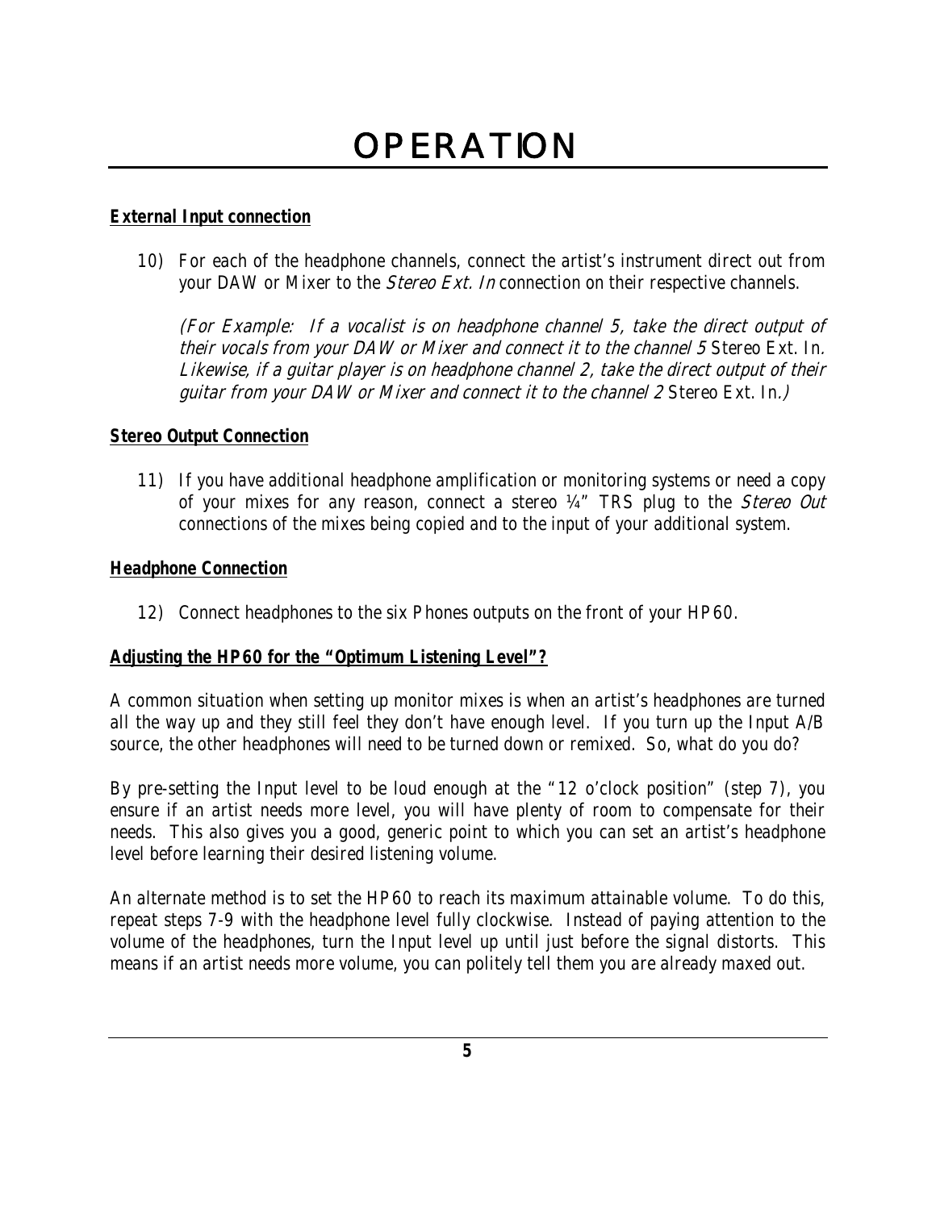# OPERATION

**External Input connection**

10) For each of the headphone channels, connect the artist's instrument direct out from your DAW or Mixer to the *Stereo Ext. In* connection on their respective channels.

    *(For Example: If a vocalist is on headphone channel 5, take the direct output of their vocals from your DAW or Mixer and connect it to the channel 5* Stereo Ext. In*. Likewise, if a guitar player is on headphone channel 2, take the direct output of their guitar from your DAW or Mixer and connect it to the channel 2* Stereo Ext. In*.)*

**Stereo Output Connection**

11) If you have additional headphone amplification or monitoring systems or need a copy of your mixes for any reason, connect a stereo ¼" TRS plug to the *Stereo Out* connections of the mixes being copied and to the input of your additional system.

**Headphone Connection**

12) Connect headphones to the six Phones outputs on the front of your HP60.

**Adjusting the HP60 for the "Optimum Listening Level"?**

A common situation when setting up monitor mixes is when an artist's headphones are turned all the way up and they still feel they don't have enough level. If you turn up the Input A/B source, the other headphones will need to be turned down or remixed. So, what do you do?

By pre-setting the Input level to be loud enough at the "12 o'clock position" (step 7), you ensure if an artist needs more level, you will have plenty of room to compensate for their needs. This also gives you a good, generic point to which you can set an artist's headphone level before learning their desired listening volume.

An alternate method is to set the HP60 to reach its maximum attainable volume. To do this, repeat steps 7-9 with the headphone level fully clockwise. Instead of paying attention to the volume of the headphones, turn the Input level up until just before the signal distorts. This means if an artist needs more volume, you can politely tell them you are already maxed out.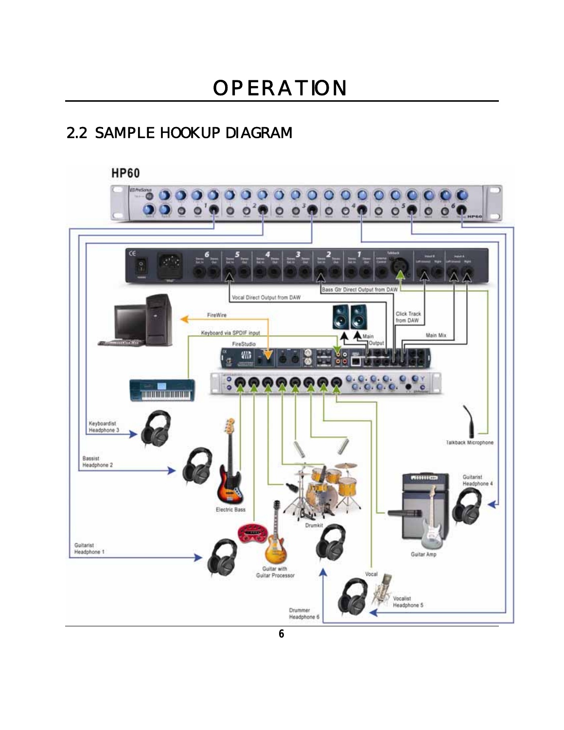# OPERATION

## 2.2 SAMPLE HOOKUP DIAGRAM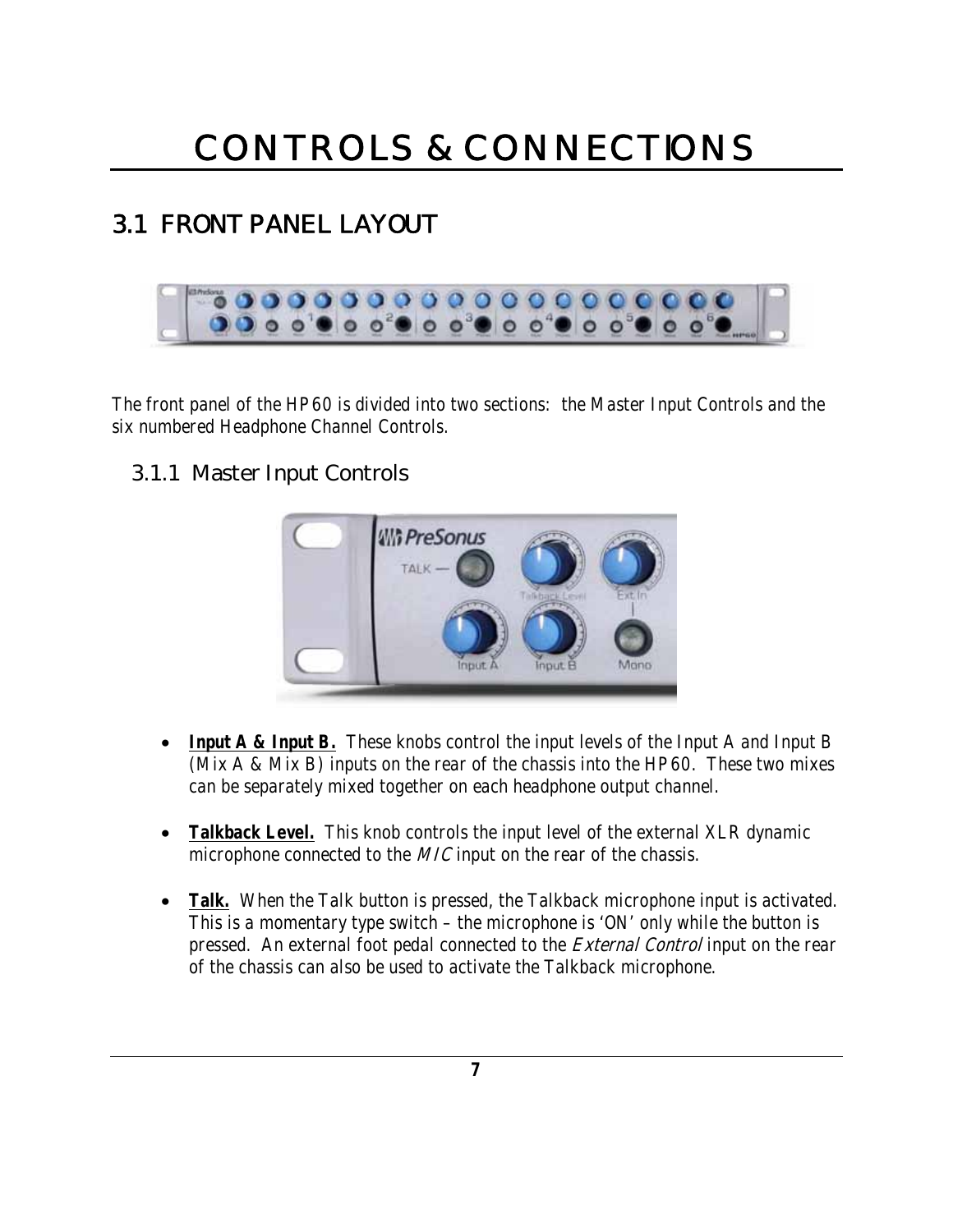# CONTROLS & CONNECTIONS

## 3.1 FRONT PANEL LAYOUT

*The front panel of the HP60 is divided into two sections: the Master Input Controls and the six numbered Headphone Channel Controls.*

### 3.1.1 Master Input Controls

- ***Input A & Input B.*** *These knobs control the input levels of the Input A and Input B (Mix A & Mix B) inputs on the rear of the chassis into the HP60. These two mixes can be separately mixed together on each headphone output channel.*

- ***Talkback Level.*** *This knob controls the input level of the external XLR dynamic microphone connected to the MIC input on the rear of the chassis.*

- ***Talk.*** *When the Talk button is pressed, the Talkback microphone input is activated. This is a momentary type switch – the microphone is 'ON' only while the button is pressed. An external foot pedal connected to the External Control input on the rear of the chassis can also be used to activate the Talkback microphone.*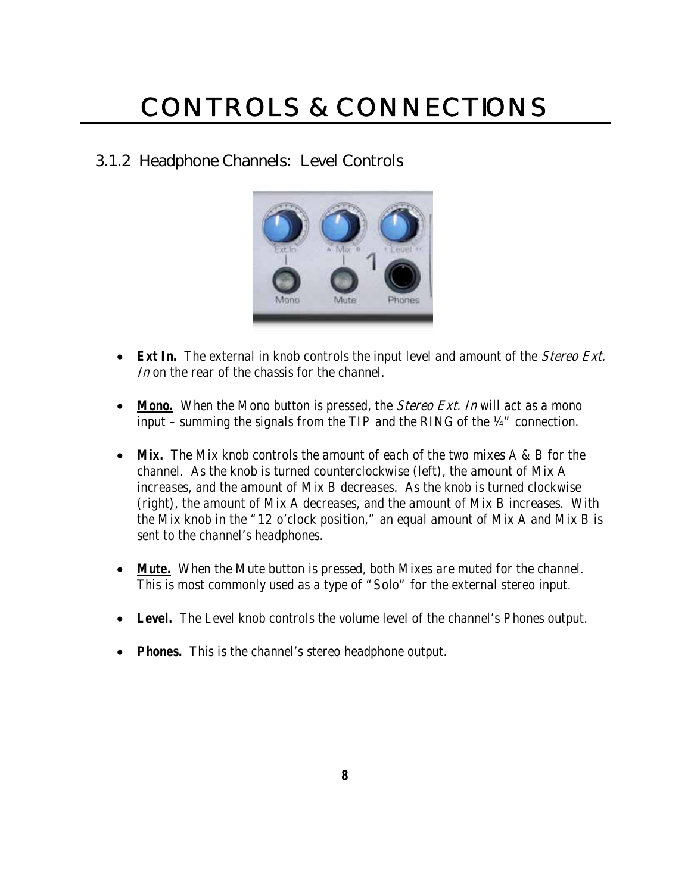# CONTROLS & CONNECTIONS

## 3.1.2 Headphone Channels: Level Controls

- **Ext In.** The external in knob controls the input level and amount of the *Stereo Ext. In* on the rear of the chassis for the channel.

- **Mono.** When the Mono button is pressed, the *Stereo Ext. In* will act as a mono input – summing the signals from the TIP and the RING of the ¼" connection.

- **Mix.** The Mix knob controls the amount of each of the two mixes A & B for the channel. As the knob is turned counterclockwise (left), the amount of Mix A increases, and the amount of Mix B decreases. As the knob is turned clockwise (right), the amount of Mix A decreases, and the amount of Mix B increases. With the Mix knob in the "12 o'clock position," an equal amount of Mix A and Mix B is sent to the channel's headphones.

- **Mute.** When the Mute button is pressed, both Mixes are muted for the channel. This is most commonly used as a type of "Solo" for the external stereo input.

- **Level.** The Level knob controls the volume level of the channel's Phones output.

- **Phones.** This is the channel's stereo headphone output.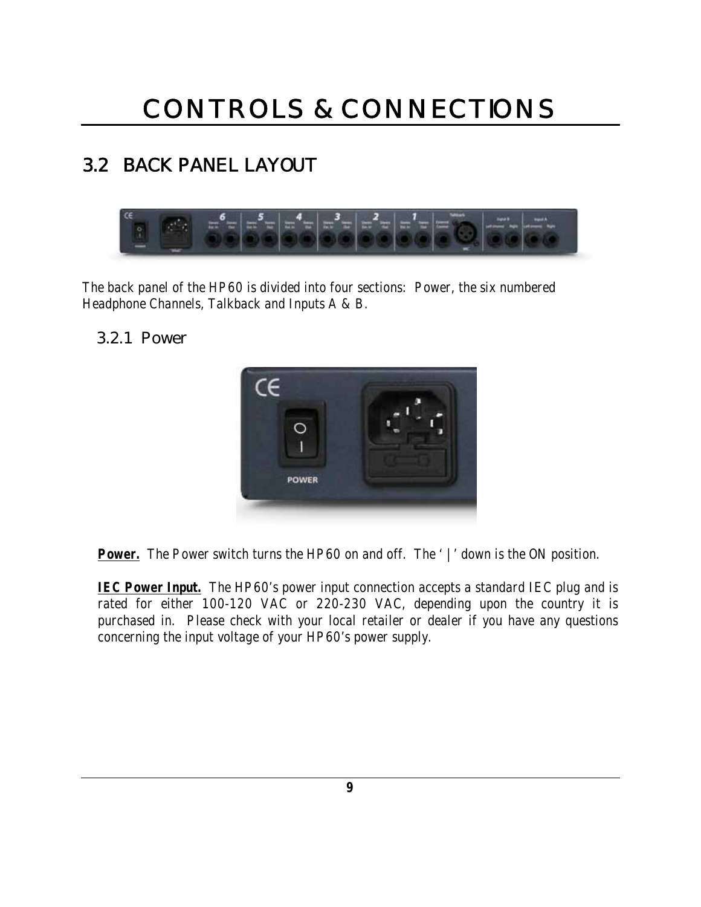# CONTROLS & CONNECTIONS

## 3.2 BACK PANEL LAYOUT

The back panel of the HP60 is divided into four sections: Power, the six numbered Headphone Channels, Talkback and Inputs A & B.

### 3.2.1 Power

**Power.** The Power switch turns the HP60 on and off. The '|' down is the ON position.

**IEC Power Input.** The HP60's power input connection accepts a standard IEC plug and is rated for either 100-120 VAC or 220-230 VAC, depending upon the country it is purchased in. Please check with your local retailer or dealer if you have any questions concerning the input voltage of your HP60's power supply.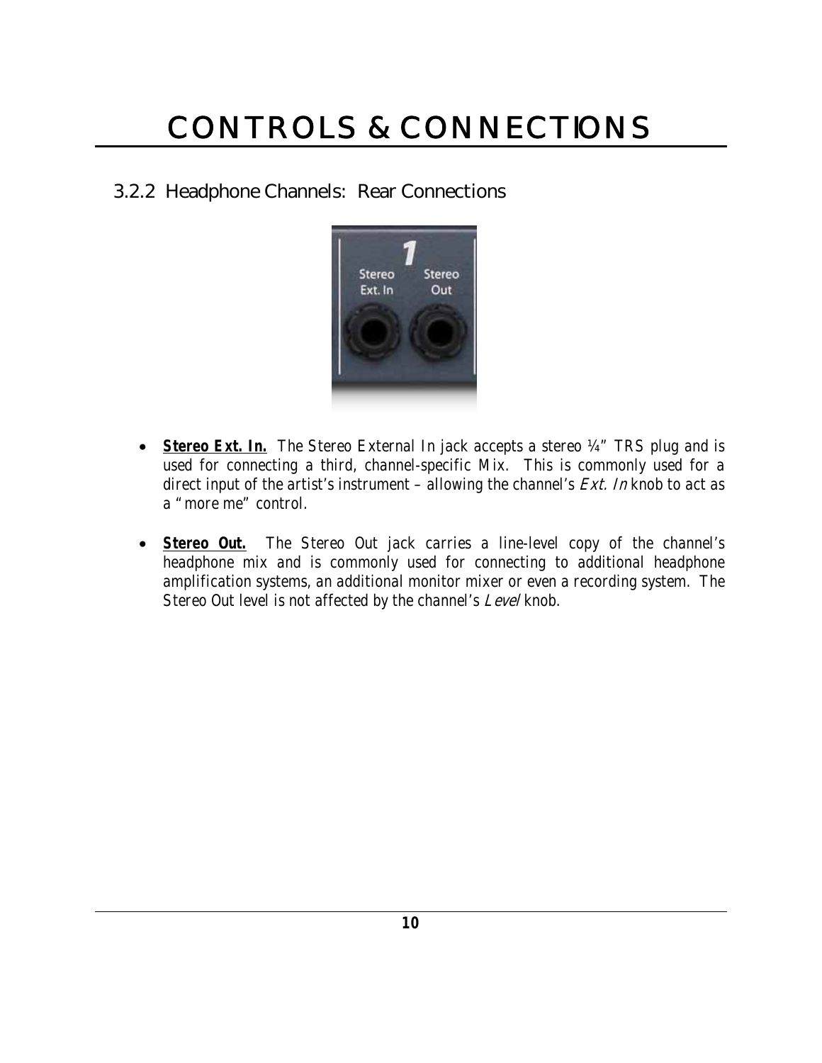# CONTROLS & CONNECTIONS

## 3.2.2 Headphone Channels: Rear Connections

- ***Stereo Ext. In.*** *The Stereo External In jack accepts a stereo ¼" TRS plug and is used for connecting a third, channel-specific Mix. This is commonly used for a direct input of the artist's instrument – allowing the channel's Ext. In knob to act as a "more me" control.*

- ***Stereo Out.*** *The Stereo Out jack carries a line-level copy of the channel's headphone mix and is commonly used for connecting to additional headphone amplification systems, an additional monitor mixer or even a recording system. The Stereo Out level is not affected by the channel's Level knob.*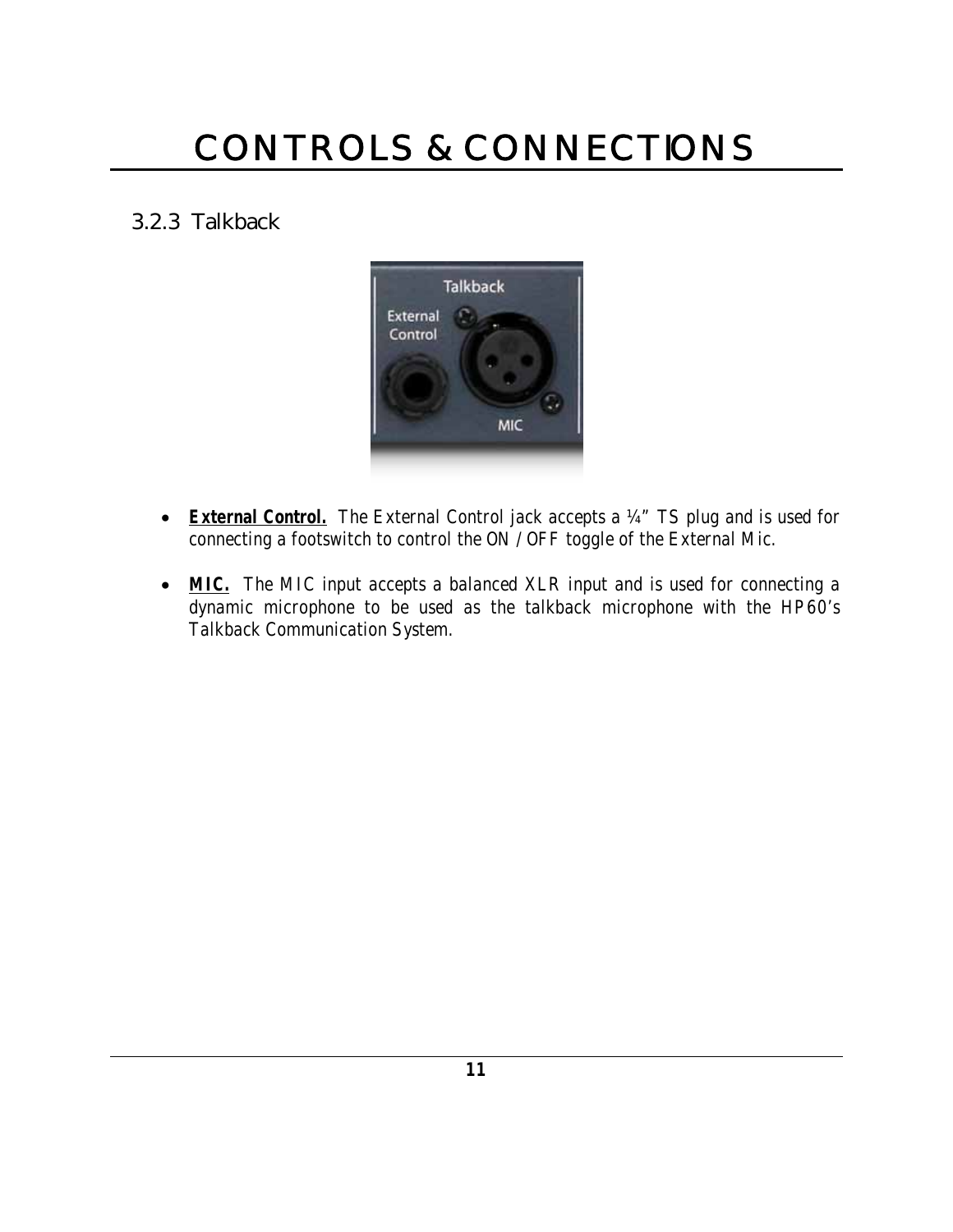# CONTROLS & CONNECTIONS

## 3.2.3 Talkback

- ***External Control.*** *The External Control jack accepts a ¼" TS plug and is used for connecting a footswitch to control the ON / OFF toggle of the External Mic.*

- ***MIC.*** *The MIC input accepts a balanced XLR input and is used for connecting a dynamic microphone to be used as the talkback microphone with the HP60's Talkback Communication System.*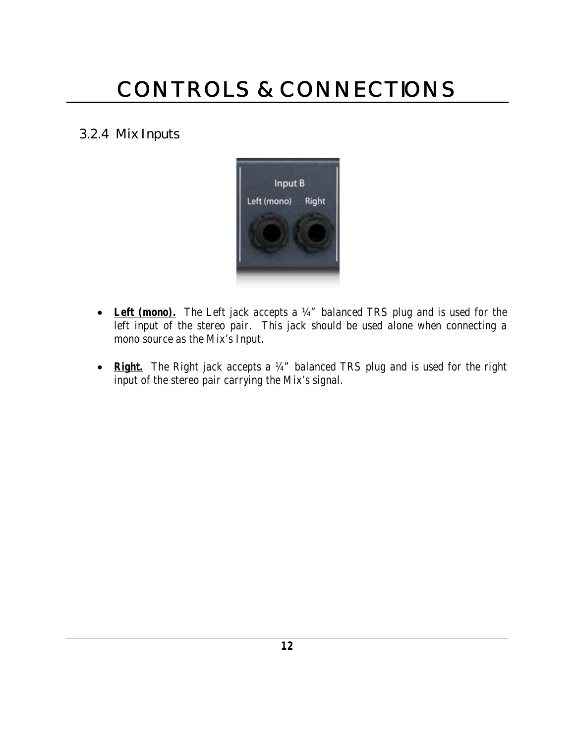# CONTROLS & CONNECTIONS

## 3.2.4 Mix Inputs

- ***Left (mono).*** *The Left jack accepts a ¼" balanced TRS plug and is used for the left input of the stereo pair. This jack should be used alone when connecting a mono source as the Mix's Input.*

- ***Right.*** *The Right jack accepts a ¼" balanced TRS plug and is used for the right input of the stereo pair carrying the Mix's signal.*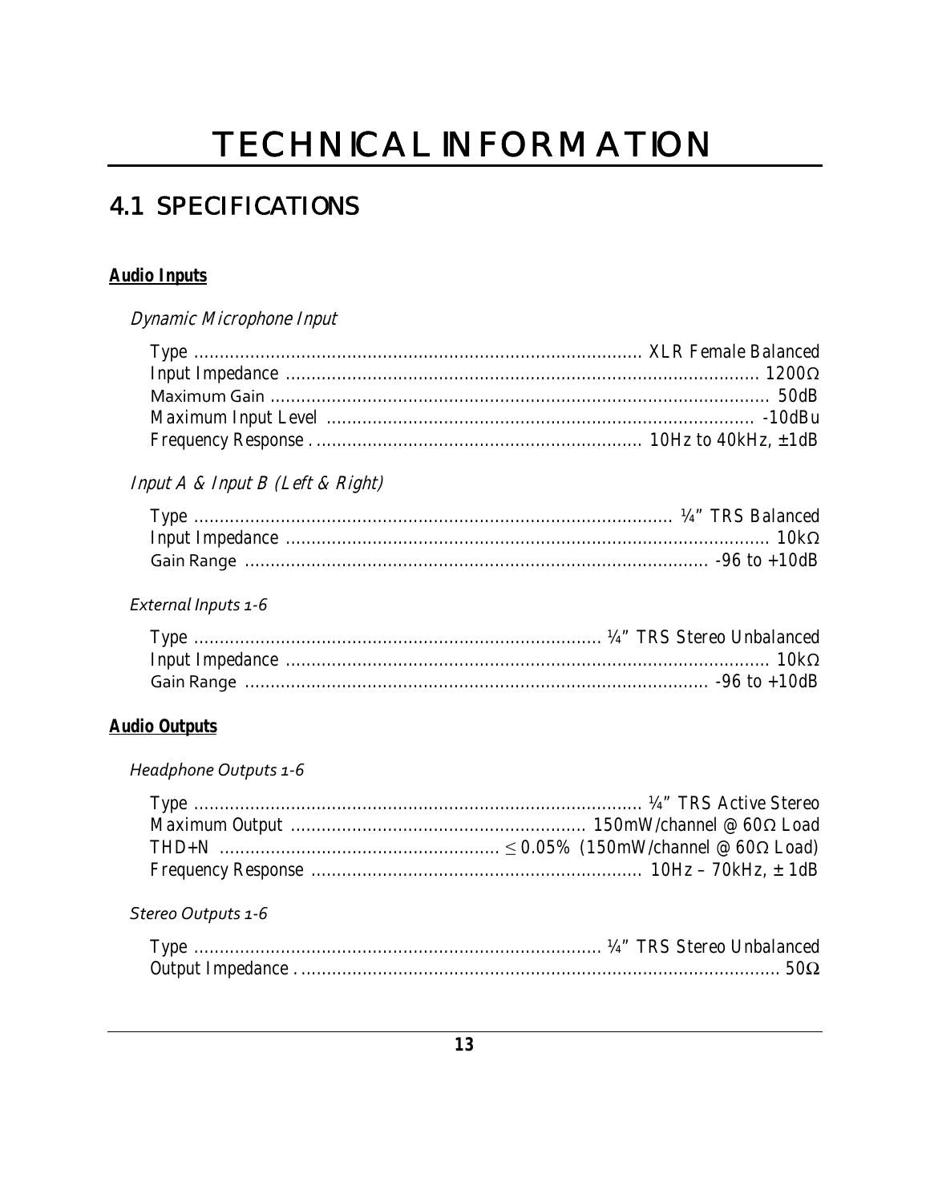# TECHNICAL INFORMATION

## 4.1 SPECIFICATIONS

**Audio Inputs**

*Dynamic Microphone Input*

Type ........................................................................................ XLR Female Balanced
Input Impedance ............................................................................................ 1200Ω
Maximum Gain ................................................................................................. 50dB
Maximum Input Level ................................................................................... -10dBu
Frequency Response ................................................................ 10Hz to 40kHz, ±1dB

*Input A & Input B (Left & Right)*

Type ............................................................................................ ¼" TRS Balanced
Input Impedance .............................................................................................. 10kΩ
Gain Range .......................................................................................... -96 to +10dB

*External Inputs 1-6*

Type ............................................................................... ¼" TRS Stereo Unbalanced
Input Impedance .............................................................................................. 10kΩ
Gain Range .......................................................................................... -96 to +10dB

**Audio Outputs**

*Headphone Outputs 1-6*

Type ....................................................................................... ¼" TRS Active Stereo
Maximum Output ........................................................ 150mW/channel @ 60Ω Load
THD+N ...................................................... ≤ 0.05% (150mW/channel @ 60Ω Load)
Frequency Response ............................................................... 10Hz – 70kHz, ± 1dB

*Stereo Outputs 1-6*

Type ............................................................................... ¼" TRS Stereo Unbalanced
Output Impedance ............................................................................................. 50Ω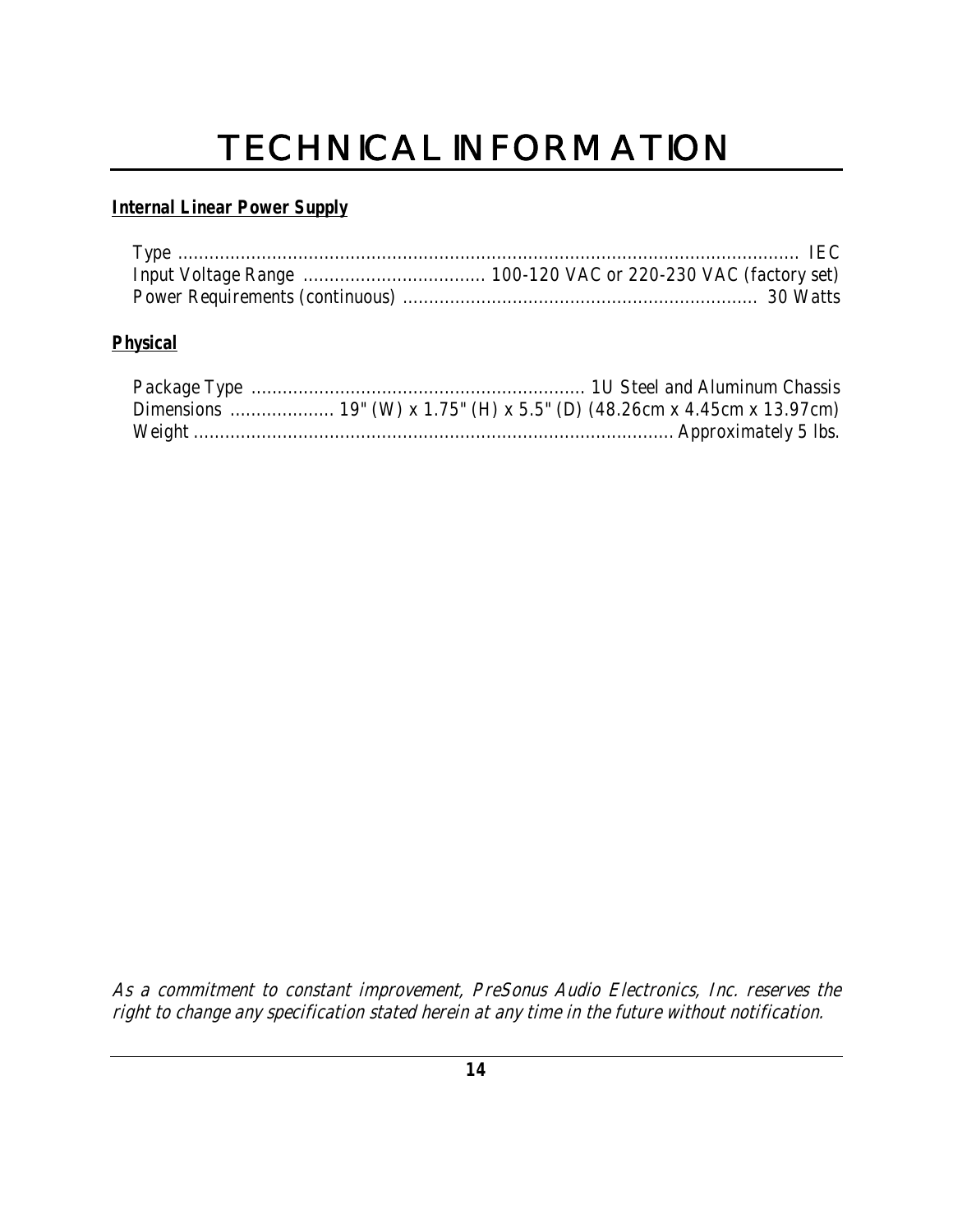# TECHNICAL INFORMATION

***Internal Linear Power Supply***

Type ........................................................................................................................ IEC
Input Voltage Range .................................. 100-120 VAC or 220-230 VAC (factory set)
Power Requirements (continuous) .................................................................... 30 Watts

***Physical***

Package Type ............................................................... 1U Steel and Aluminum Chassis
Dimensions .................... 19" (W) x 1.75" (H) x 5.5" (D) (48.26cm x 4.45cm x 13.97cm)
Weight ........................................................................................... Approximately 5 lbs.

*As a commitment to constant improvement, PreSonus Audio Electronics, Inc. reserves the right to change any specification stated herein at any time in the future without notification.*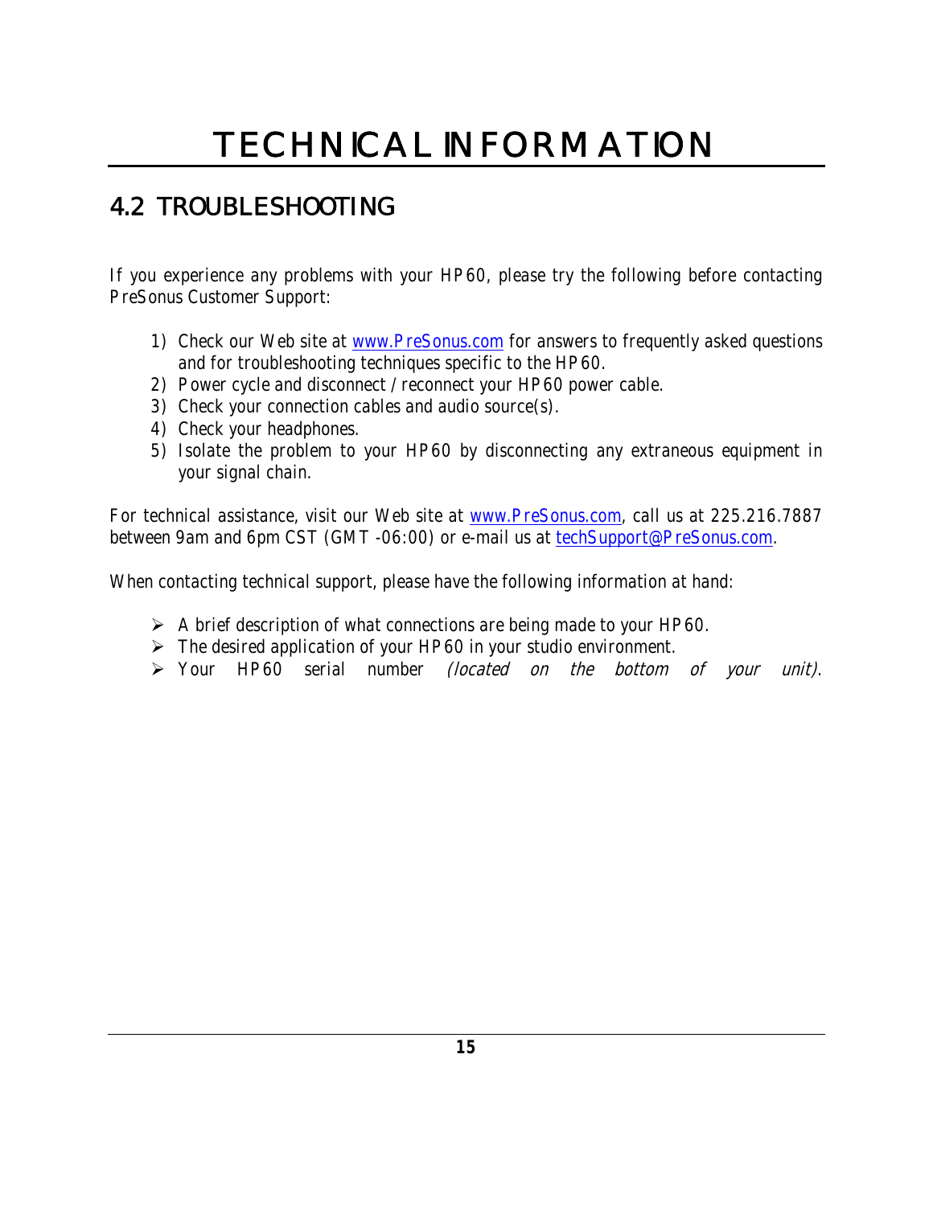# TECHNICAL INFORMATION

## 4.2 TROUBLESHOOTING

If you experience any problems with your HP60, please try the following before contacting PreSonus Customer Support:

1) Check our Web site at www.PreSonus.com for answers to frequently asked questions and for troubleshooting techniques specific to the HP60.
2) Power cycle and disconnect / reconnect your HP60 power cable.
3) Check your connection cables and audio source(s).
4) Check your headphones.
5) Isolate the problem to your HP60 by disconnecting any extraneous equipment in your signal chain.

For technical assistance, visit our Web site at www.PreSonus.com, call us at 225.216.7887 between 9am and 6pm CST (GMT -06:00) or e-mail us at techSupport@PreSonus.com.

When contacting technical support, please have the following information at hand:

- A brief description of what connections are being made to your HP60.
- The desired application of your HP60 in your studio environment.
- Your HP60 serial number *(located on the bottom of your unit)*.